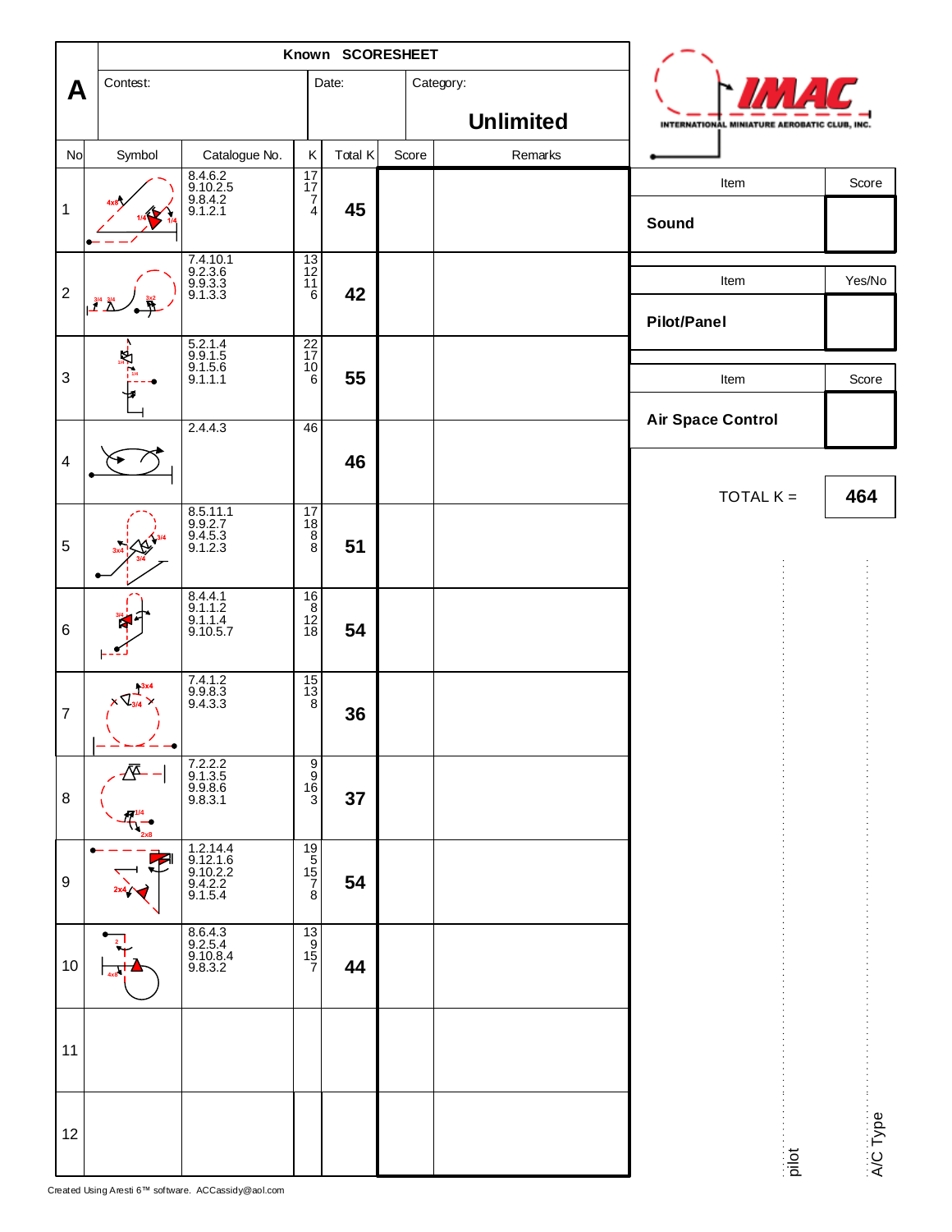# Known SCORESHEET

**A**

| Contest: | Date: | Category: |
|---|---|---|
| | | **Unlimited** |

| No | Symbol | Catalogue No. | K | Total K | Score | Remarks |
|---|---|---|---|---|---|---|
| 1 | | 8.4.6.2<br>9.10.2.5<br>9.8.4.2<br>9.1.2.1 | 17<br>17<br>7<br>4 | **45** | | |
| 2 | | 7.4.10.1<br>9.2.3.6<br>9.9.3.3<br>9.1.3.3 | 13<br>12<br>11<br>6 | **42** | | |
| 3 | | 5.2.1.4<br>9.9.1.5<br>9.1.5.6<br>9.1.1.1 | 22<br>17<br>10<br>6 | **55** | | |
| 4 | | 2.4.4.3 | 46 | **46** | | |
| 5 | | 8.5.11.1<br>9.9.2.7<br>9.4.5.3<br>9.1.2.3 | 17<br>18<br>8<br>8 | **51** | | |
| 6 | | 8.4.4.1<br>9.1.1.2<br>9.1.1.4<br>9.10.5.7 | 16<br>8<br>12<br>18 | **54** | | |
| 7 | | 7.4.1.2<br>9.9.8.3<br>9.4.3.3 | 15<br>13<br>8 | **36** | | |
| 8 | | 7.2.2.2<br>9.1.3.5<br>9.9.8.6<br>9.8.3.1 | 9<br>9<br>16<br>3 | **37** | | |
| 9 | | 1.2.14.4<br>9.12.1.6<br>9.10.2.2<br>9.4.2.2<br>9.1.5.4 | 19<br>5<br>15<br>7<br>8 | **54** | | |
| 10 | | 8.6.4.3<br>9.2.5.4<br>9.10.8.4<br>9.8.3.2 | 13<br>9<br>15<br>7 | **44** | | |
| 11 | | | | | | |
| 12 | | | | | | |

INTERNATIONAL MINIATURE AEROBATIC CLUB, INC.

| Item | Score |
|---|---|
| **Sound** | |

| Item | Yes/No |
|---|---|
| **Pilot/Panel** | |

| Item | Score |
|---|---|
| **Air Space Control** | |

TOTAL K = **464**

pilot

A/C Type

Created Using Aresti 6™ software. ACCassidy@aol.com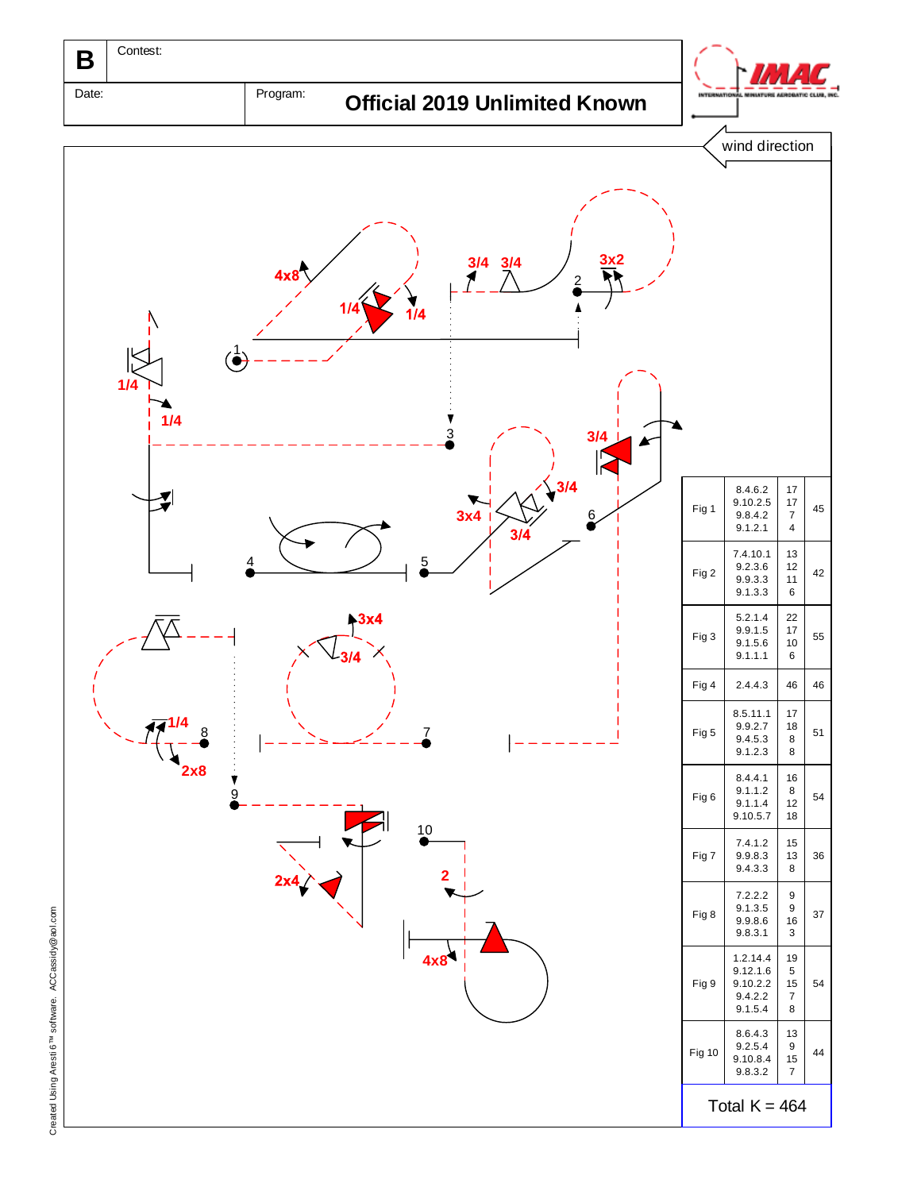| B | Contest: | |
|---|---|---|
| Date: | Program: | Official 2019 Unlimited Known |

wind direction

| Fig | Catalog | K | Total |
|---|---|---|---|
| Fig 1 | 8.4.6.2<br>9.10.2.5<br>9.8.4.2<br>9.1.2.1 | 17<br>17<br>7<br>4 | 45 |
| Fig 2 | 7.4.10.1<br>9.2.3.6<br>9.9.3.3<br>9.1.3.3 | 13<br>12<br>11<br>6 | 42 |
| Fig 3 | 5.2.1.4<br>9.9.1.5<br>9.1.5.6<br>9.1.1.1 | 22<br>17<br>10<br>6 | 55 |
| Fig 4 | 2.4.4.3 | 46 | 46 |
| Fig 5 | 8.5.11.1<br>9.9.2.7<br>9.4.5.3<br>9.1.2.3 | 17<br>18<br>8<br>8 | 51 |
| Fig 6 | 8.4.4.1<br>9.1.1.2<br>9.1.1.4<br>9.10.5.7 | 16<br>8<br>12<br>18 | 54 |
| Fig 7 | 7.4.1.2<br>9.9.8.3<br>9.4.3.3 | 15<br>13<br>8 | 36 |
| Fig 8 | 7.2.2.2<br>9.1.3.5<br>9.9.8.6<br>9.8.3.1 | 9<br>9<br>16<br>3 | 37 |
| Fig 9 | 1.2.14.4<br>9.12.1.6<br>9.10.2.2<br>9.4.2.2<br>9.1.5.4 | 19<br>5<br>15<br>7<br>8 | 54 |
| Fig 10 | 8.6.4.3<br>9.2.5.4<br>9.10.8.4<br>9.8.3.2 | 13<br>9<br>15<br>7 | 44 |

Total K = 464

Created Using Aresti 6™ software. ACCassidy@aol.com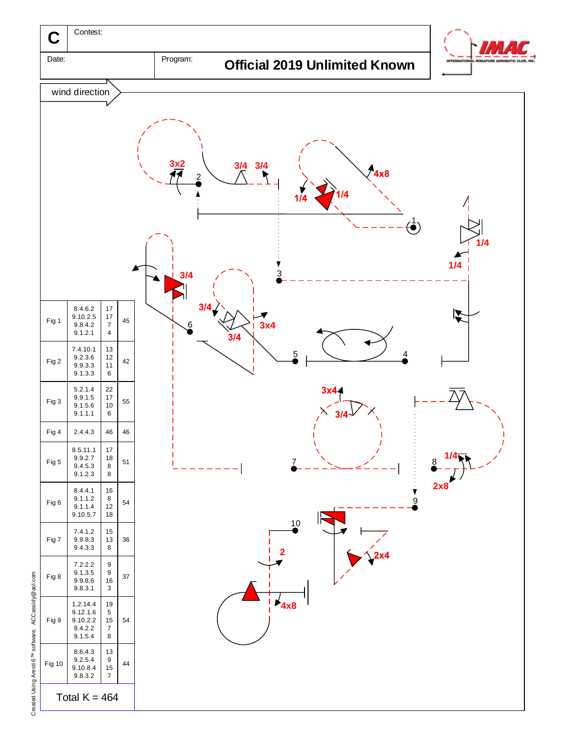| C | Contest: |
|---|---|
| Date: | Program: **Official 2019 Unlimited Known** |

wind direction

3x2
2
3/4 3/4
4x8
1/4 1/4
1
1/4
1/4
3
3/4
3/4
3x4
6
3/4
5
4
3x4
3/4
1/4
7
8
2x8
9
10
2
2x4
4x8

| | | | |
|---|---|---|---|
| Fig 1 | 8.4.6.2<br>9.10.2.5<br>9.8.4.2<br>9.1.2.1 | 17<br>17<br>7<br>4 | 45 |
| Fig 2 | 7.4.10.1<br>9.2.3.6<br>9.9.3.3<br>9.1.3.3 | 13<br>12<br>11<br>6 | 42 |
| Fig 3 | 5.2.1.4<br>9.9.1.5<br>9.1.5.6<br>9.1.1.1 | 22<br>17<br>10<br>6 | 55 |
| Fig 4 | 2.4.4.3 | 46 | 46 |
| Fig 5 | 8.5.11.1<br>9.9.2.7<br>9.4.5.3<br>9.1.2.3 | 17<br>18<br>8<br>8 | 51 |
| Fig 6 | 8.4.4.1<br>9.1.1.2<br>9.1.1.4<br>9.10.5.7 | 16<br>8<br>12<br>18 | 54 |
| Fig 7 | 7.4.1.2<br>9.9.8.3<br>9.4.3.3 | 15<br>13<br>8 | 36 |
| Fig 8 | 7.2.2.2<br>9.1.3.5<br>9.9.8.6<br>9.8.3.1 | 9<br>9<br>16<br>3 | 37 |
| Fig 9 | 1.2.14.4<br>9.12.1.6<br>9.10.2.2<br>9.4.2.2<br>9.1.5.4 | 19<br>5<br>15<br>7<br>8 | 54 |
| Fig 10 | 8.6.4.3<br>9.2.5.4<br>9.10.8.4<br>9.8.3.2 | 13<br>9<br>15<br>7 | 44 |

Total K = 464

Created Using Aresti 6™ software. ACCassidy@aol.com